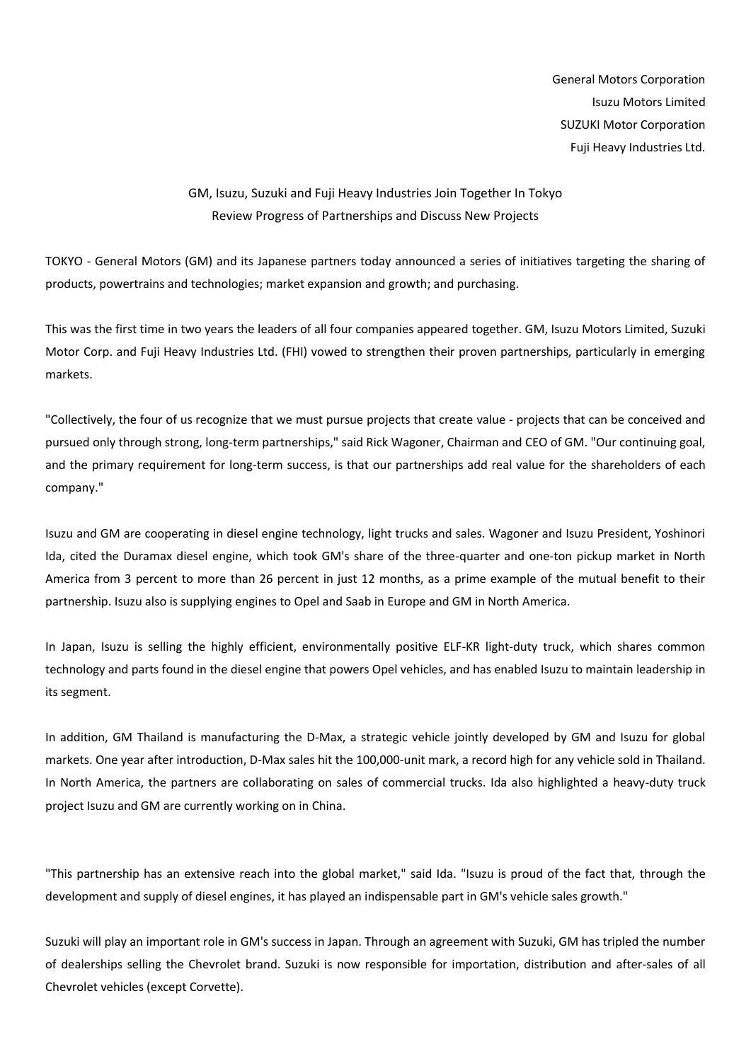General Motors Corporation
Isuzu Motors Limited
SUZUKI Motor Corporation
Fuji Heavy Industries Ltd.

## GM, Isuzu, Suzuki and Fuji Heavy Industries Join Together In Tokyo
## Review Progress of Partnerships and Discuss New Projects

TOKYO - General Motors (GM) and its Japanese partners today announced a series of initiatives targeting the sharing of products, powertrains and technologies; market expansion and growth; and purchasing.

This was the first time in two years the leaders of all four companies appeared together. GM, Isuzu Motors Limited, Suzuki Motor Corp. and Fuji Heavy Industries Ltd. (FHI) vowed to strengthen their proven partnerships, particularly in emerging markets.

"Collectively, the four of us recognize that we must pursue projects that create value - projects that can be conceived and pursued only through strong, long-term partnerships," said Rick Wagoner, Chairman and CEO of GM. "Our continuing goal, and the primary requirement for long-term success, is that our partnerships add real value for the shareholders of each company."

Isuzu and GM are cooperating in diesel engine technology, light trucks and sales. Wagoner and Isuzu President, Yoshinori Ida, cited the Duramax diesel engine, which took GM's share of the three-quarter and one-ton pickup market in North America from 3 percent to more than 26 percent in just 12 months, as a prime example of the mutual benefit to their partnership. Isuzu also is supplying engines to Opel and Saab in Europe and GM in North America.

In Japan, Isuzu is selling the highly efficient, environmentally positive ELF-KR light-duty truck, which shares common technology and parts found in the diesel engine that powers Opel vehicles, and has enabled Isuzu to maintain leadership in its segment.

In addition, GM Thailand is manufacturing the D-Max, a strategic vehicle jointly developed by GM and Isuzu for global markets. One year after introduction, D-Max sales hit the 100,000-unit mark, a record high for any vehicle sold in Thailand. In North America, the partners are collaborating on sales of commercial trucks. Ida also highlighted a heavy-duty truck project Isuzu and GM are currently working on in China.

"This partnership has an extensive reach into the global market," said Ida. "Isuzu is proud of the fact that, through the development and supply of diesel engines, it has played an indispensable part in GM's vehicle sales growth."

Suzuki will play an important role in GM's success in Japan. Through an agreement with Suzuki, GM has tripled the number of dealerships selling the Chevrolet brand. Suzuki is now responsible for importation, distribution and after-sales of all Chevrolet vehicles (except Corvette).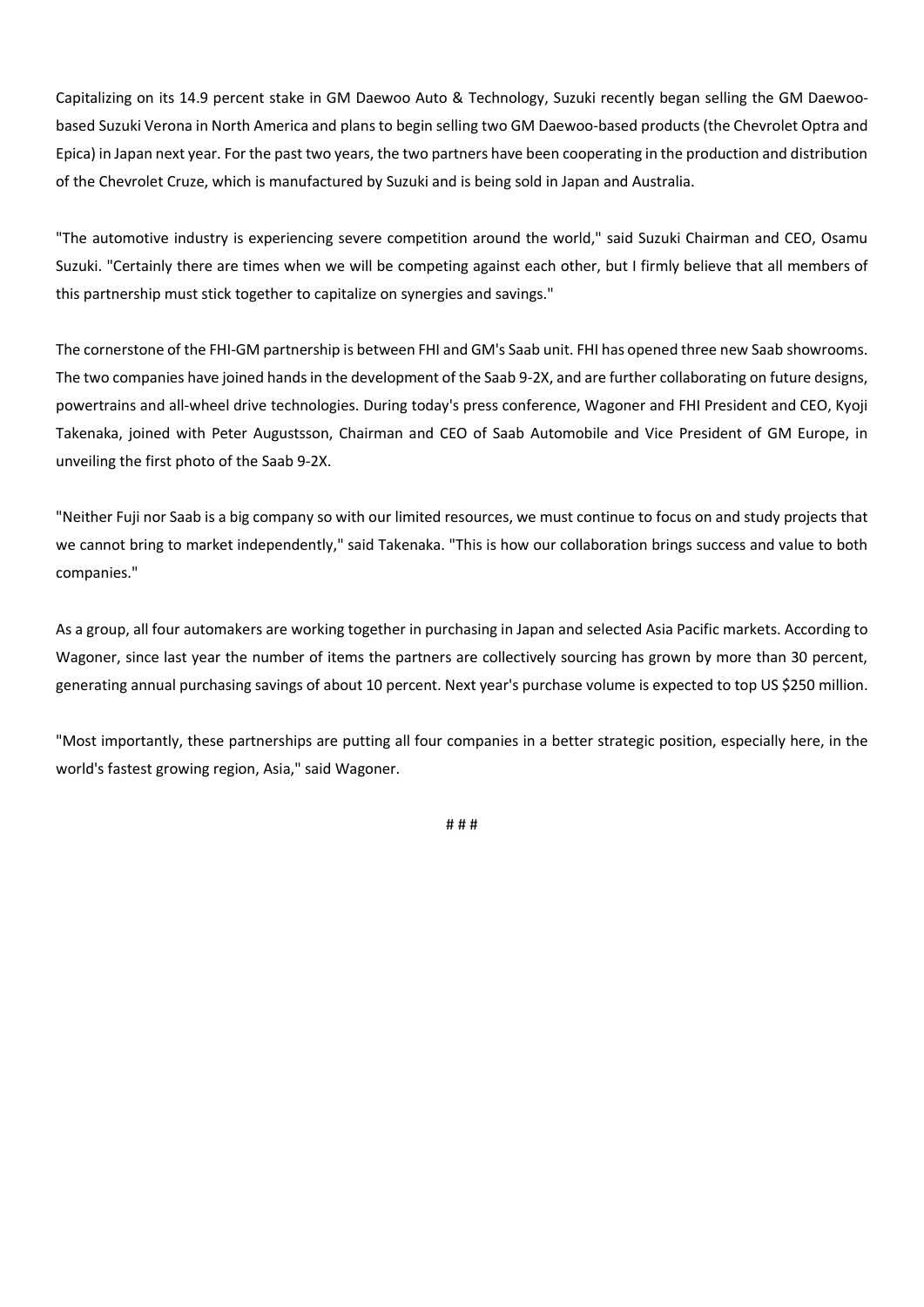Capitalizing on its 14.9 percent stake in GM Daewoo Auto & Technology, Suzuki recently began selling the GM Daewoo-based Suzuki Verona in North America and plans to begin selling two GM Daewoo-based products (the Chevrolet Optra and Epica) in Japan next year. For the past two years, the two partners have been cooperating in the production and distribution of the Chevrolet Cruze, which is manufactured by Suzuki and is being sold in Japan and Australia.

"The automotive industry is experiencing severe competition around the world," said Suzuki Chairman and CEO, Osamu Suzuki. "Certainly there are times when we will be competing against each other, but I firmly believe that all members of this partnership must stick together to capitalize on synergies and savings."

The cornerstone of the FHI-GM partnership is between FHI and GM's Saab unit. FHI has opened three new Saab showrooms. The two companies have joined hands in the development of the Saab 9-2X, and are further collaborating on future designs, powertrains and all-wheel drive technologies. During today's press conference, Wagoner and FHI President and CEO, Kyoji Takenaka, joined with Peter Augustsson, Chairman and CEO of Saab Automobile and Vice President of GM Europe, in unveiling the first photo of the Saab 9-2X.

"Neither Fuji nor Saab is a big company so with our limited resources, we must continue to focus on and study projects that we cannot bring to market independently," said Takenaka. "This is how our collaboration brings success and value to both companies."

As a group, all four automakers are working together in purchasing in Japan and selected Asia Pacific markets. According to Wagoner, since last year the number of items the partners are collectively sourcing has grown by more than 30 percent, generating annual purchasing savings of about 10 percent. Next year's purchase volume is expected to top US $250 million.

"Most importantly, these partnerships are putting all four companies in a better strategic position, especially here, in the world's fastest growing region, Asia," said Wagoner.

# # #